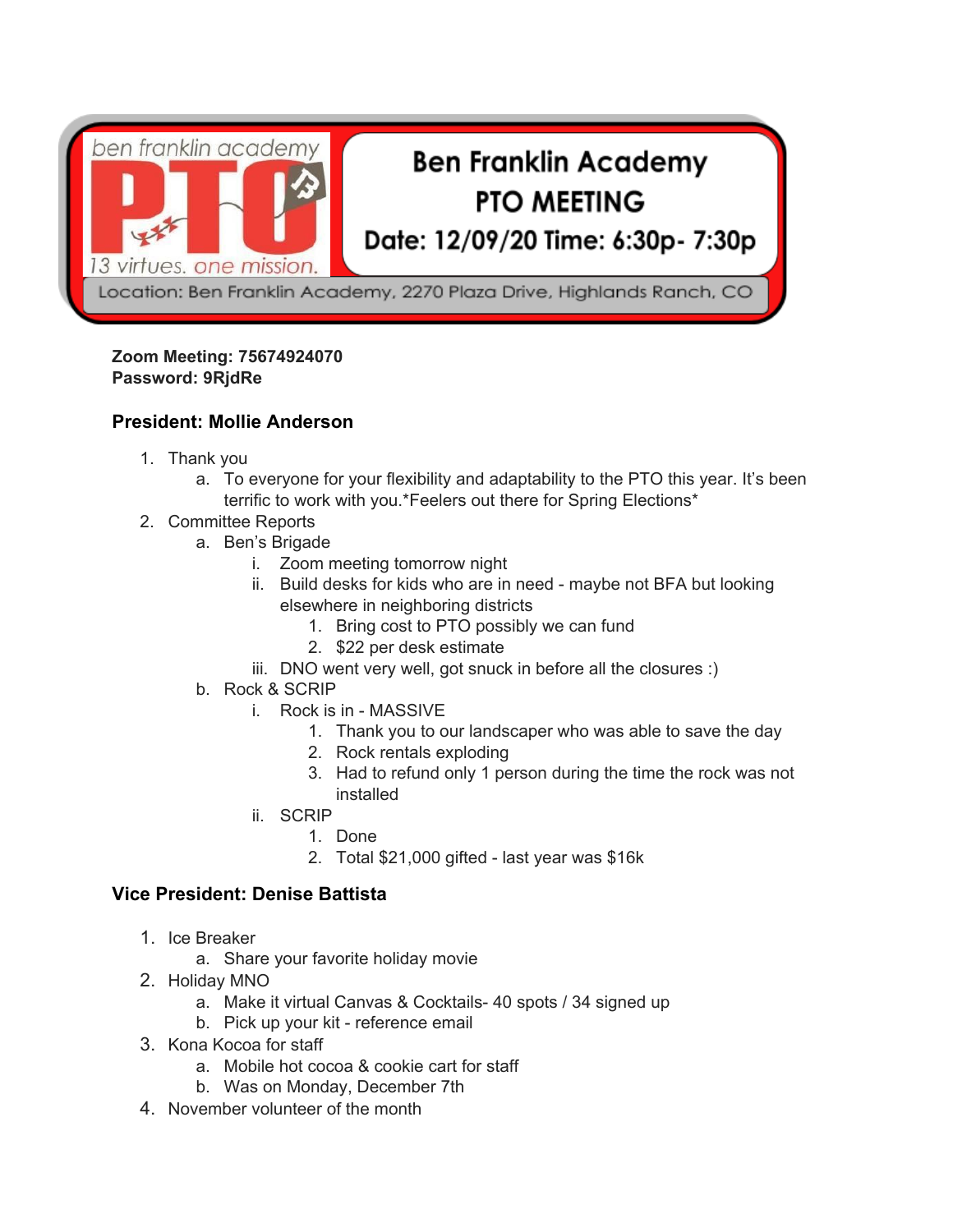ben franklin academy

**PTO**

13 virtues. one mission.

# Ben Franklin Academy PTO MEETING

**Date: 12/09/20 Time: 6:30p- 7:30p**

Location: Ben Franklin Academy, 2270 Plaza Drive, Highlands Ranch, CO

**Zoom Meeting: 75674924070**
**Password: 9RjdRe**

### President: Mollie Anderson

1. Thank you
   a. To everyone for your flexibility and adaptability to the PTO this year. It's been terrific to work with you.*Feelers out there for Spring Elections*
2. Committee Reports
   a. Ben's Brigade
      i. Zoom meeting tomorrow night
      ii. Build desks for kids who are in need - maybe not BFA but looking elsewhere in neighboring districts
         1. Bring cost to PTO possibly we can fund
         2. $22 per desk estimate
      iii. DNO went very well, got snuck in before all the closures :)
   b. Rock & SCRIP
      i. Rock is in - MASSIVE
         1. Thank you to our landscaper who was able to save the day
         2. Rock rentals exploding
         3. Had to refund only 1 person during the time the rock was not installed
      ii. SCRIP
         1. Done
         2. Total $21,000 gifted - last year was $16k

### Vice President: Denise Battista

1. Ice Breaker
   a. Share your favorite holiday movie
2. Holiday MNO
   a. Make it virtual Canvas & Cocktails- 40 spots / 34 signed up
   b. Pick up your kit - reference email
3. Kona Kocoa for staff
   a. Mobile hot cocoa & cookie cart for staff
   b. Was on Monday, December 7th
4. November volunteer of the month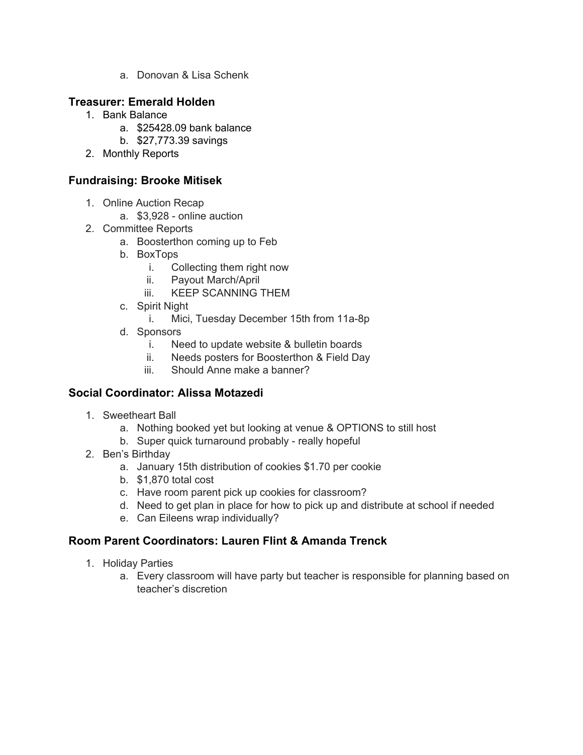a. Donovan & Lisa Schenk

### Treasurer: Emerald Holden

1. Bank Balance
   a. $25428.09 bank balance
   b. $27,773.39 savings
2. Monthly Reports

### Fundraising: Brooke Mitisek

1. Online Auction Recap
   a. $3,928 - online auction
2. Committee Reports
   a. Boosterthon coming up to Feb
   b. BoxTops
      i. Collecting them right now
      ii. Payout March/April
      iii. KEEP SCANNING THEM
   c. Spirit Night
      i. Mici, Tuesday December 15th from 11a-8p
   d. Sponsors
      i. Need to update website & bulletin boards
      ii. Needs posters for Boosterthon & Field Day
      iii. Should Anne make a banner?

### Social Coordinator: Alissa Motazedi

1. Sweetheart Ball
   a. Nothing booked yet but looking at venue & OPTIONS to still host
   b. Super quick turnaround probably - really hopeful
2. Ben's Birthday
   a. January 15th distribution of cookies $1.70 per cookie
   b. $1,870 total cost
   c. Have room parent pick up cookies for classroom?
   d. Need to get plan in place for how to pick up and distribute at school if needed
   e. Can Eileens wrap individually?

### Room Parent Coordinators: Lauren Flint & Amanda Trenck

1. Holiday Parties
   a. Every classroom will have party but teacher is responsible for planning based on teacher's discretion